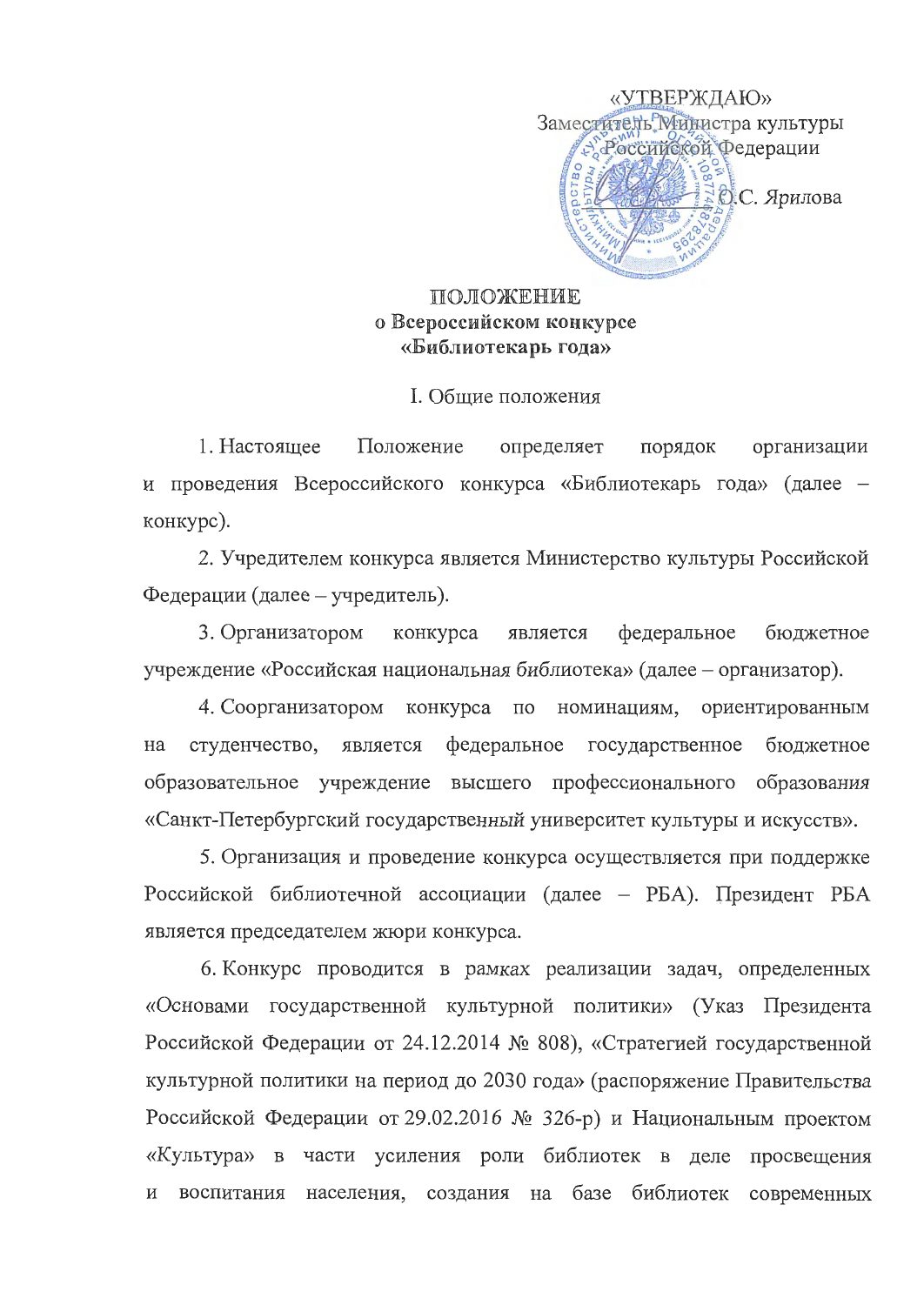«УТВЕРЖДАЮ»
Заместитель Министра культуры
Российской Федерации

О.С. Ярилова

# ПОЛОЖЕНИЕ
# о Всероссийском конкурсе «Библиотекарь года»

## I. Общие положения

1. Настоящее Положение определяет порядок организации и проведения Всероссийского конкурса «Библиотекарь года» (далее – конкурс).

2. Учредителем конкурса является Министерство культуры Российской Федерации (далее – учредитель).

3. Организатором конкурса является федеральное бюджетное учреждение «Российская национальная библиотека» (далее – организатор).

4. Соорганизатором конкурса по номинациям, ориентированным на студенчество, является федеральное государственное бюджетное образовательное учреждение высшего профессионального образования «Санкт-Петербургский государственный университет культуры и искусств».

5. Организация и проведение конкурса осуществляется при поддержке Российской библиотечной ассоциации (далее – РБА). Президент РБА является председателем жюри конкурса.

6. Конкурс проводится в рамках реализации задач, определенных «Основами государственной культурной политики» (Указ Президента Российской Федерации от 24.12.2014 № 808), «Стратегией государственной культурной политики на период до 2030 года» (распоряжение Правительства Российской Федерации от 29.02.2016 № 326-р) и Национальным проектом «Культура» в части усиления роли библиотек в деле просвещения и воспитания населения, создания на базе библиотек современных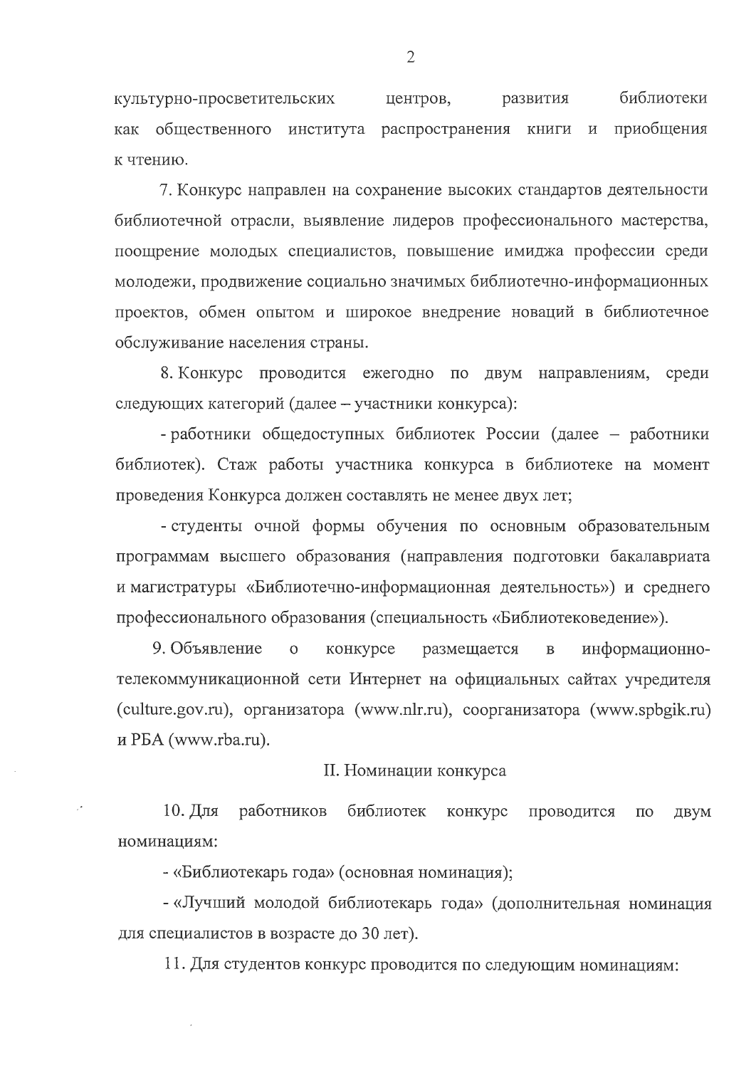культурно-просветительских центров, развития библиотеки как общественного института распространения книги и приобщения к чтению.

7. Конкурс направлен на сохранение высоких стандартов деятельности библиотечной отрасли, выявление лидеров профессионального мастерства, поощрение молодых специалистов, повышение имиджа профессии среди молодежи, продвижение социально значимых библиотечно-информационных проектов, обмен опытом и широкое внедрение новаций в библиотечное обслуживание населения страны.

8. Конкурс проводится ежегодно по двум направлениям, среди следующих категорий (далее – участники конкурса):

- работники общедоступных библиотек России (далее – работники библиотек). Стаж работы участника конкурса в библиотеке на момент проведения Конкурса должен составлять не менее двух лет;

- студенты очной формы обучения по основным образовательным программам высшего образования (направления подготовки бакалавриата и магистратуры «Библиотечно-информационная деятельность») и среднего профессионального образования (специальность «Библиотековедение»).

9. Объявление о конкурсе размещается в информационно-телекоммуникационной сети Интернет на официальных сайтах учредителя (culture.gov.ru), организатора (www.nlr.ru), соорганизатора (www.spbgik.ru) и РБА (www.rba.ru).

## II. Номинации конкурса

10. Для работников библиотек конкурс проводится по двум номинациям:

- «Библиотекарь года» (основная номинация);

- «Лучший молодой библиотекарь года» (дополнительная номинация для специалистов в возрасте до 30 лет).

11. Для студентов конкурс проводится по следующим номинациям: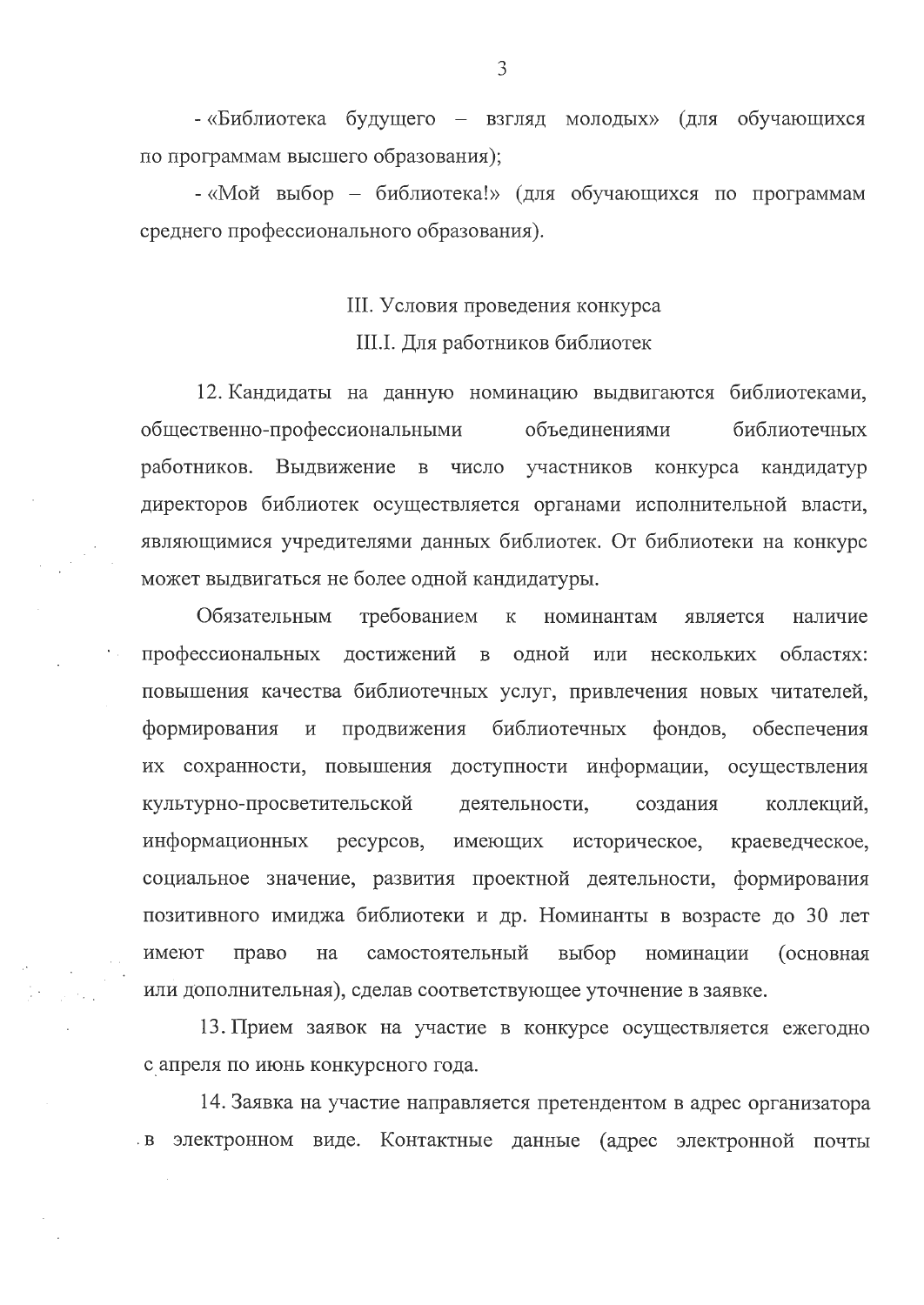- «Библиотека будущего – взгляд молодых» (для обучающихся по программам высшего образования);

- «Мой выбор – библиотека!» (для обучающихся по программам среднего профессионального образования).

## III. Условия проведения конкурса

### III.I. Для работников библиотек

12. Кандидаты на данную номинацию выдвигаются библиотеками, общественно-профессиональными объединениями библиотечных работников. Выдвижение в число участников конкурса кандидатур директоров библиотек осуществляется органами исполнительной власти, являющимися учредителями данных библиотек. От библиотеки на конкурс может выдвигаться не более одной кандидатуры.

Обязательным требованием к номинантам является наличие профессиональных достижений в одной или нескольких областях: повышения качества библиотечных услуг, привлечения новых читателей, формирования и продвижения библиотечных фондов, обеспечения их сохранности, повышения доступности информации, осуществления культурно-просветительской деятельности, создания коллекций, информационных ресурсов, имеющих историческое, краеведческое, социальное значение, развития проектной деятельности, формирования позитивного имиджа библиотеки и др. Номинанты в возрасте до 30 лет имеют право на самостоятельный выбор номинации (основная или дополнительная), сделав соответствующее уточнение в заявке.

13. Прием заявок на участие в конкурсе осуществляется ежегодно с апреля по июнь конкурсного года.

14. Заявка на участие направляется претендентом в адрес организатора в электронном виде. Контактные данные (адрес электронной почты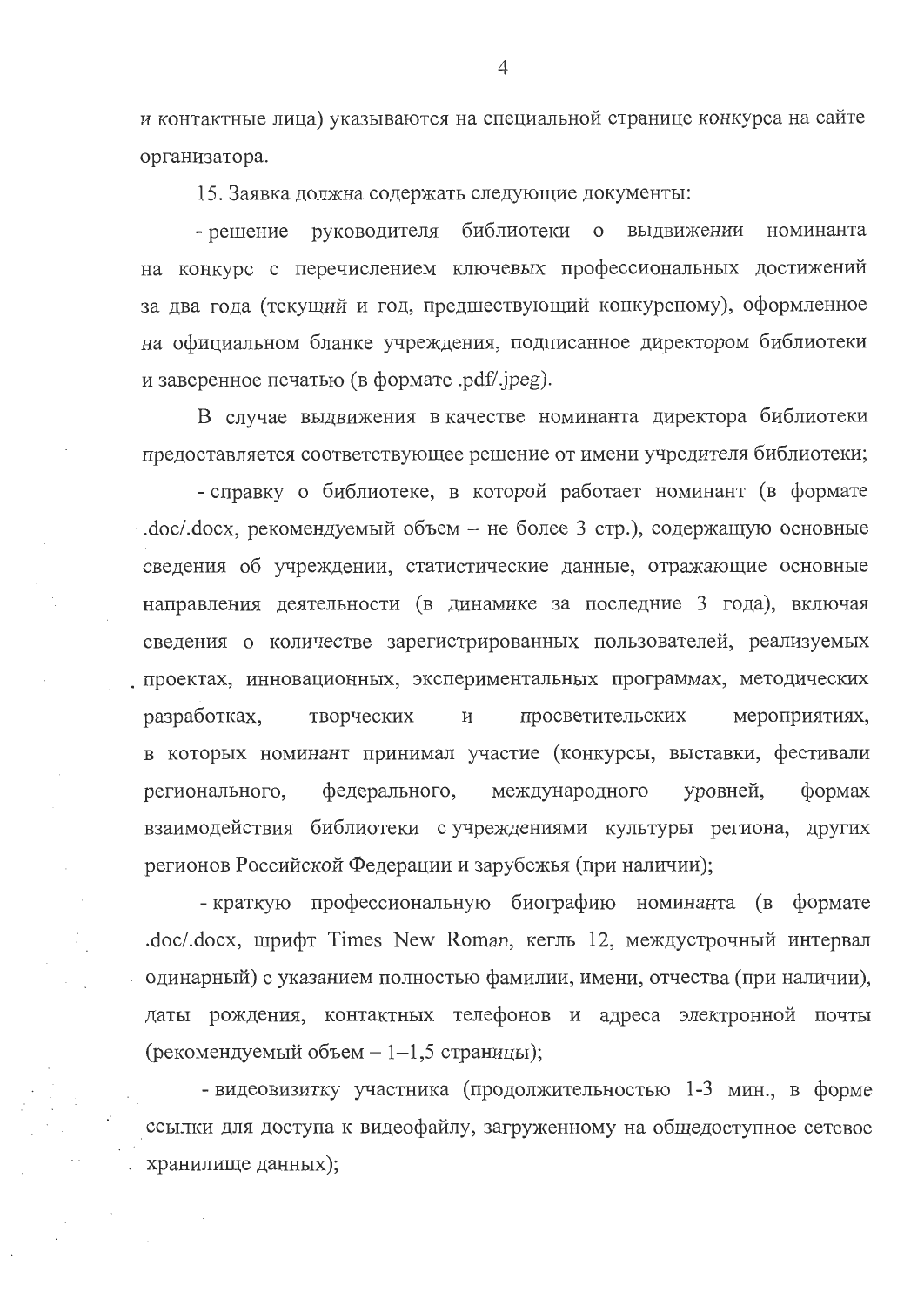и контактные лица) указываются на специальной странице конкурса на сайте организатора.

15. Заявка должна содержать следующие документы:

- решение руководителя библиотеки о выдвижении номинанта на конкурс с перечислением ключевых профессиональных достижений за два года (текущий и год, предшествующий конкурсному), оформленное на официальном бланке учреждения, подписанное директором библиотеки и заверенное печатью (в формате .pdf/.jpeg).

В случае выдвижения в качестве номинанта директора библиотеки предоставляется соответствующее решение от имени учредителя библиотеки;

- справку о библиотеке, в которой работает номинант (в формате .doc/.docx, рекомендуемый объем – не более 3 стр.), содержащую основные сведения об учреждении, статистические данные, отражающие основные направления деятельности (в динамике за последние 3 года), включая сведения о количестве зарегистрированных пользователей, реализуемых проектах, инновационных, экспериментальных программах, методических разработках, творческих и просветительских мероприятиях, в которых номинант принимал участие (конкурсы, выставки, фестивали регионального, федерального, международного уровней, формах взаимодействия библиотеки с учреждениями культуры региона, других регионов Российской Федерации и зарубежья (при наличии);

- краткую профессиональную биографию номинанта (в формате .doc/.docx, шрифт Times New Roman, кегль 12, междустрочный интервал одинарный) с указанием полностью фамилии, имени, отчества (при наличии), даты рождения, контактных телефонов и адреса электронной почты (рекомендуемый объем – 1–1,5 страницы);

- видеовизитку участника (продолжительностью 1-3 мин., в форме ссылки для доступа к видеофайлу, загруженному на общедоступное сетевое хранилище данных);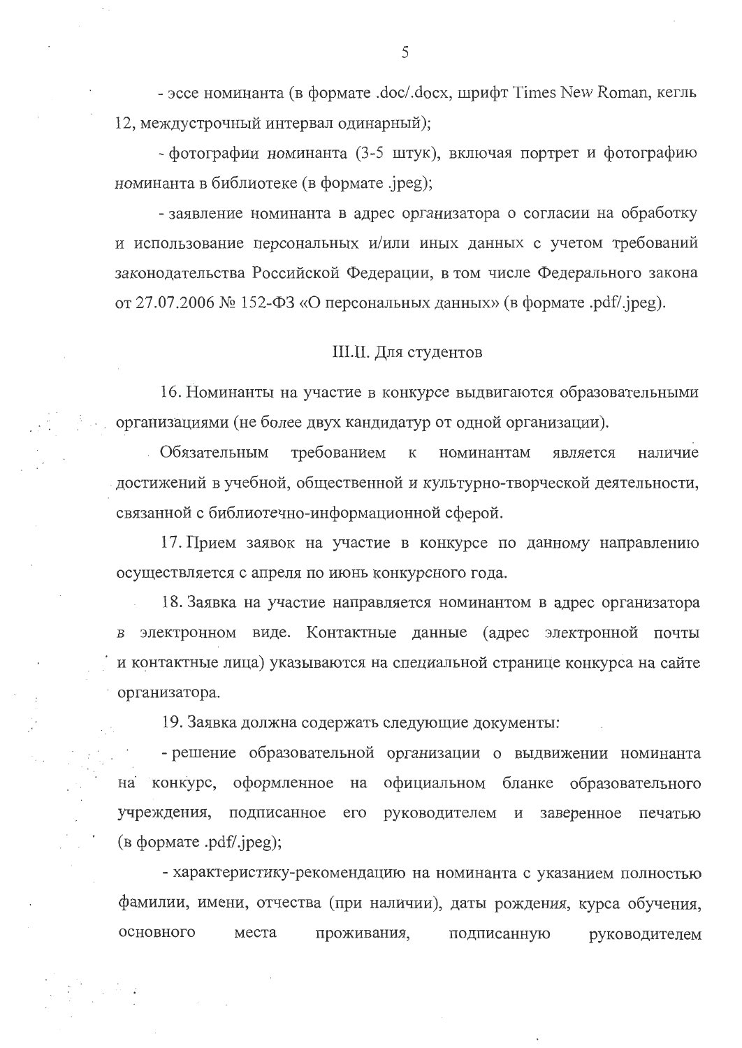- эссе номинанта (в формате .doc/.docx, шрифт Times New Roman, кегль 12, междустрочный интервал одинарный);

- фотографии номинанта (3-5 штук), включая портрет и фотографию номинанта в библиотеке (в формате .jpeg);

- заявление номинанта в адрес организатора о согласии на обработку и использование персональных и/или иных данных с учетом требований законодательства Российской Федерации, в том числе Федерального закона от 27.07.2006 № 152-ФЗ «О персональных данных» (в формате .pdf/.jpeg).

### III.II. Для студентов

16. Номинанты на участие в конкурсе выдвигаются образовательными организациями (не более двух кандидатур от одной организации).

Обязательным требованием к номинантам является наличие достижений в учебной, общественной и культурно-творческой деятельности, связанной с библиотечно-информационной сферой.

17. Прием заявок на участие в конкурсе по данному направлению осуществляется с апреля по июнь конкурсного года.

18. Заявка на участие направляется номинантом в адрес организатора в электронном виде. Контактные данные (адрес электронной почты и контактные лица) указываются на специальной странице конкурса на сайте организатора.

19. Заявка должна содержать следующие документы:

- решение образовательной организации о выдвижении номинанта на конкурс, оформленное на официальном бланке образовательного учреждения, подписанное его руководителем и заверенное печатью (в формате .pdf/.jpeg);

- характеристику-рекомендацию на номинанта с указанием полностью фамилии, имени, отчества (при наличии), даты рождения, курса обучения, основного места проживания, подписанную руководителем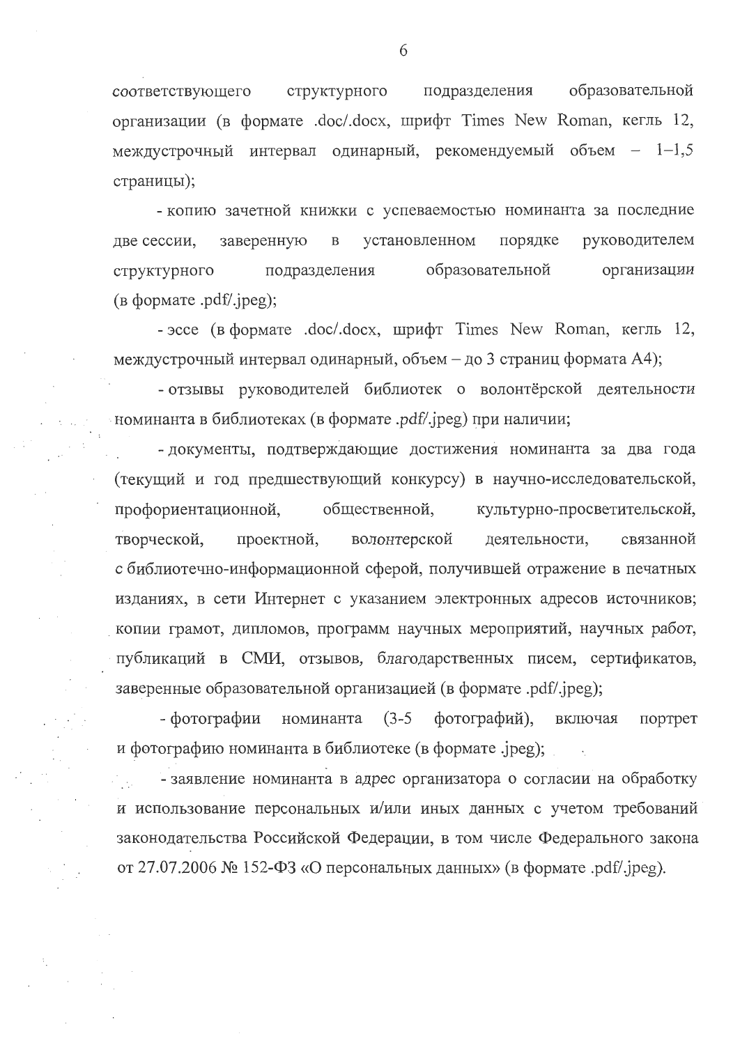соответствующего структурного подразделения образовательной организации (в формате .doc/.docx, шрифт Times New Roman, кегль 12, междустрочный интервал одинарный, рекомендуемый объем – 1–1,5 страницы);

- копию зачетной книжки с успеваемостью номинанта за последние две сессии, заверенную в установленном порядке руководителем структурного подразделения образовательной организации (в формате .pdf/.jpeg);

- эссе (в формате .doc/.docx, шрифт Times New Roman, кегль 12, междустрочный интервал одинарный, объем – до 3 страниц формата А4);

- отзывы руководителей библиотек о волонтёрской деятельности номинанта в библиотеках (в формате .pdf/.jpeg) при наличии;

- документы, подтверждающие достижения номинанта за два года (текущий и год предшествующий конкурсу) в научно-исследовательской, профориентационной, общественной, культурно-просветительской, творческой, проектной, волонтерской деятельности, связанной с библиотечно-информационной сферой, получившей отражение в печатных изданиях, в сети Интернет с указанием электронных адресов источников; копии грамот, дипломов, программ научных мероприятий, научных работ, публикаций в СМИ, отзывов, благодарственных писем, сертификатов, заверенные образовательной организацией (в формате .pdf/.jpeg);

- фотографии номинанта (3-5 фотографий), включая портрет и фотографию номинанта в библиотеке (в формате .jpeg);

- заявление номинанта в адрес организатора о согласии на обработку и использование персональных и/или иных данных с учетом требований законодательства Российской Федерации, в том числе Федерального закона от 27.07.2006 № 152-ФЗ «О персональных данных» (в формате .pdf/.jpeg).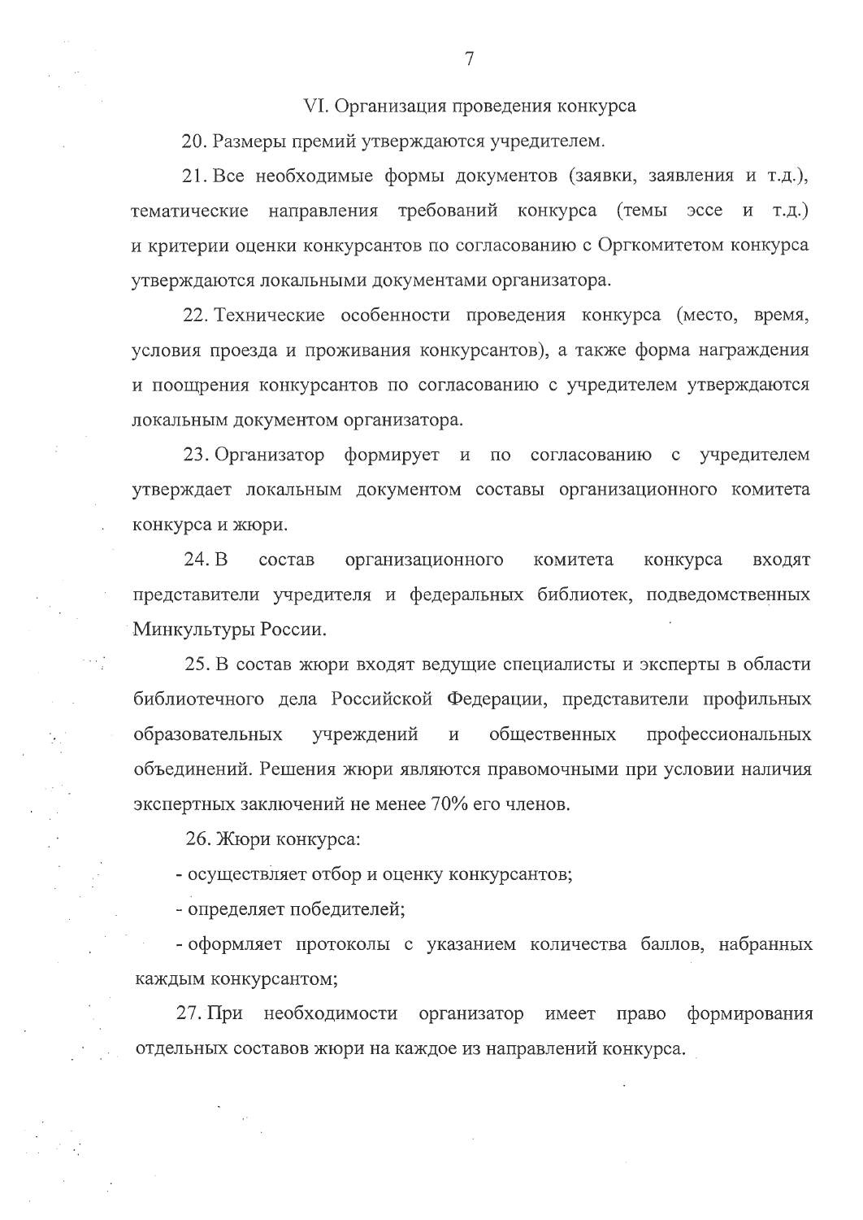## VI. Организация проведения конкурса

20. Размеры премий утверждаются учредителем.

21. Все необходимые формы документов (заявки, заявления и т.д.), тематические направления требований конкурса (темы эссе и т.д.) и критерии оценки конкурсантов по согласованию с Оргкомитетом конкурса утверждаются локальными документами организатора.

22. Технические особенности проведения конкурса (место, время, условия проезда и проживания конкурсантов), а также форма награждения и поощрения конкурсантов по согласованию с учредителем утверждаются локальным документом организатора.

23. Организатор формирует и по согласованию с учредителем утверждает локальным документом составы организационного комитета конкурса и жюри.

24. В состав организационного комитета конкурса входят представители учредителя и федеральных библиотек, подведомственных Минкультуры России.

25. В состав жюри входят ведущие специалисты и эксперты в области библиотечного дела Российской Федерации, представители профильных образовательных учреждений и общественных профессиональных объединений. Решения жюри являются правомочными при условии наличия экспертных заключений не менее 70% его членов.

26. Жюри конкурса:

- осуществляет отбор и оценку конкурсантов;
- определяет победителей;
- оформляет протоколы с указанием количества баллов, набранных каждым конкурсантом;

27. При необходимости организатор имеет право формирования отдельных составов жюри на каждое из направлений конкурса.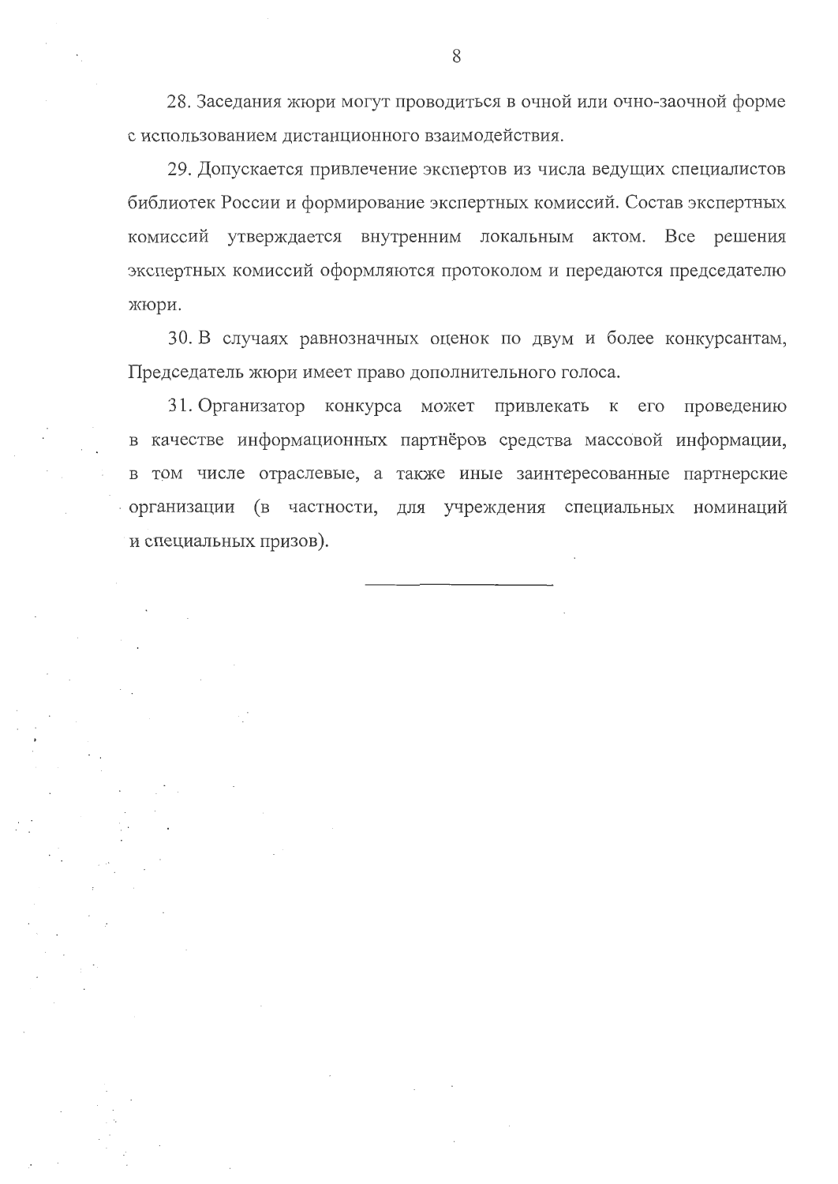28. Заседания жюри могут проводиться в очной или очно-заочной форме с использованием дистанционного взаимодействия.

29. Допускается привлечение экспертов из числа ведущих специалистов библиотек России и формирование экспертных комиссий. Состав экспертных комиссий утверждается внутренним локальным актом. Все решения экспертных комиссий оформляются протоколом и передаются председателю жюри.

30. В случаях равнозначных оценок по двум и более конкурсантам, Председатель жюри имеет право дополнительного голоса.

31. Организатор конкурса может привлекать к его проведению в качестве информационных партнёров средства массовой информации, в том числе отраслевые, а также иные заинтересованные партнерские организации (в частности, для учреждения специальных номинаций и специальных призов).